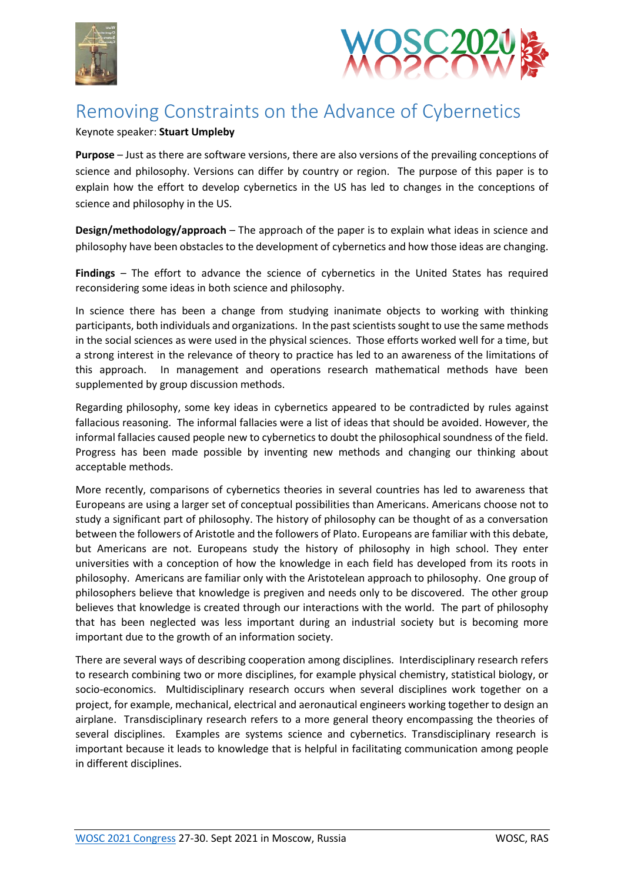# Removing Constraints on the Advance of Cybernetics

Keynote speaker: **Stuart Umpleby**

**Purpose** – Just as there are software versions, there are also versions of the prevailing conceptions of science and philosophy. Versions can differ by country or region. The purpose of this paper is to explain how the effort to develop cybernetics in the US has led to changes in the conceptions of science and philosophy in the US.

**Design/methodology/approach** – The approach of the paper is to explain what ideas in science and philosophy have been obstacles to the development of cybernetics and how those ideas are changing.

**Findings** – The effort to advance the science of cybernetics in the United States has required reconsidering some ideas in both science and philosophy.

In science there has been a change from studying inanimate objects to working with thinking participants, both individuals and organizations. In the past scientists sought to use the same methods in the social sciences as were used in the physical sciences. Those efforts worked well for a time, but a strong interest in the relevance of theory to practice has led to an awareness of the limitations of this approach. In management and operations research mathematical methods have been supplemented by group discussion methods.

Regarding philosophy, some key ideas in cybernetics appeared to be contradicted by rules against fallacious reasoning. The informal fallacies were a list of ideas that should be avoided. However, the informal fallacies caused people new to cybernetics to doubt the philosophical soundness of the field. Progress has been made possible by inventing new methods and changing our thinking about acceptable methods.

More recently, comparisons of cybernetics theories in several countries has led to awareness that Europeans are using a larger set of conceptual possibilities than Americans. Americans choose not to study a significant part of philosophy. The history of philosophy can be thought of as a conversation between the followers of Aristotle and the followers of Plato. Europeans are familiar with this debate, but Americans are not. Europeans study the history of philosophy in high school. They enter universities with a conception of how the knowledge in each field has developed from its roots in philosophy. Americans are familiar only with the Aristotelean approach to philosophy. One group of philosophers believe that knowledge is pregiven and needs only to be discovered. The other group believes that knowledge is created through our interactions with the world. The part of philosophy that has been neglected was less important during an industrial society but is becoming more important due to the growth of an information society.

There are several ways of describing cooperation among disciplines. Interdisciplinary research refers to research combining two or more disciplines, for example physical chemistry, statistical biology, or socio-economics. Multidisciplinary research occurs when several disciplines work together on a project, for example, mechanical, electrical and aeronautical engineers working together to design an airplane. Transdisciplinary research refers to a more general theory encompassing the theories of several disciplines. Examples are systems science and cybernetics. Transdisciplinary research is important because it leads to knowledge that is helpful in facilitating communication among people in different disciplines.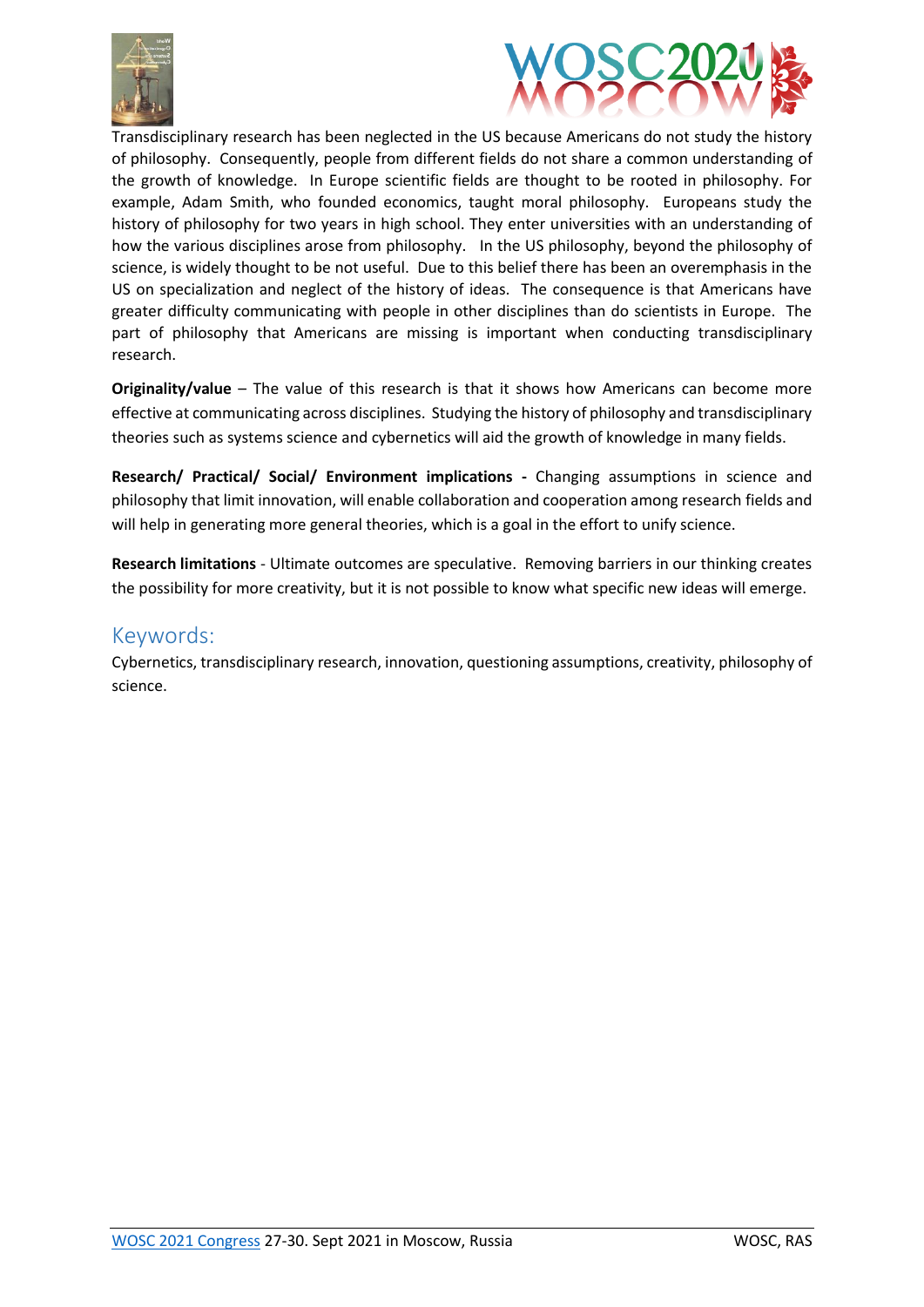Transdisciplinary research has been neglected in the US because Americans do not study the history of philosophy. Consequently, people from different fields do not share a common understanding of the growth of knowledge. In Europe scientific fields are thought to be rooted in philosophy. For example, Adam Smith, who founded economics, taught moral philosophy. Europeans study the history of philosophy for two years in high school. They enter universities with an understanding of how the various disciplines arose from philosophy. In the US philosophy, beyond the philosophy of science, is widely thought to be not useful. Due to this belief there has been an overemphasis in the US on specialization and neglect of the history of ideas. The consequence is that Americans have greater difficulty communicating with people in other disciplines than do scientists in Europe. The part of philosophy that Americans are missing is important when conducting transdisciplinary research.

**Originality/value** – The value of this research is that it shows how Americans can become more effective at communicating across disciplines. Studying the history of philosophy and transdisciplinary theories such as systems science and cybernetics will aid the growth of knowledge in many fields.

**Research/ Practical/ Social/ Environment implications -** Changing assumptions in science and philosophy that limit innovation, will enable collaboration and cooperation among research fields and will help in generating more general theories, which is a goal in the effort to unify science.

**Research limitations** - Ultimate outcomes are speculative. Removing barriers in our thinking creates the possibility for more creativity, but it is not possible to know what specific new ideas will emerge.

## Keywords:

Cybernetics, transdisciplinary research, innovation, questioning assumptions, creativity, philosophy of science.